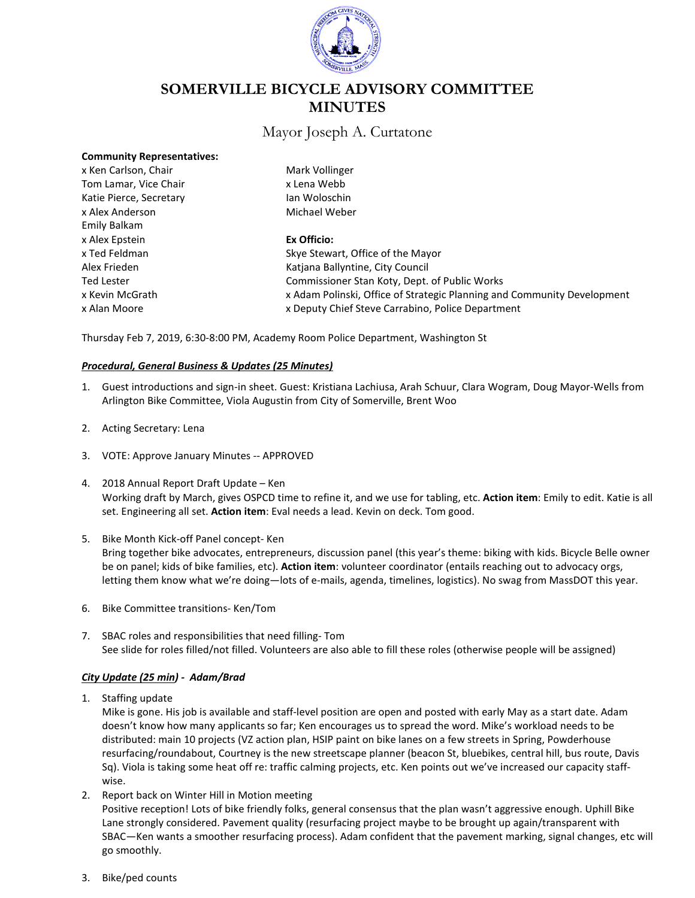# SOMERVILLE BICYCLE ADVISORY COMMITTEE MINUTES

Mayor Joseph A. Curtatone

**Community Representatives:**

x Ken Carlson, Chair
Tom Lamar, Vice Chair
Katie Pierce, Secretary
x Alex Anderson
Emily Balkam
x Alex Epstein
x Ted Feldman
Alex Frieden
Ted Lester
x Kevin McGrath
x Alan Moore
Mark Vollinger
x Lena Webb
Ian Woloschin
Michael Weber

**Ex Officio:**

Skye Stewart, Office of the Mayor
Katjana Ballyntine, City Council
Commissioner Stan Koty, Dept. of Public Works
x Adam Polinski, Office of Strategic Planning and Community Development
x Deputy Chief Steve Carrabino, Police Department

Thursday Feb 7, 2019, 6:30-8:00 PM, Academy Room Police Department, Washington St

***Procedural, General Business & Updates (25 Minutes)***

1. Guest introductions and sign-in sheet. Guest: Kristiana Lachiusa, Arah Schuur, Clara Wogram, Doug Mayor-Wells from Arlington Bike Committee, Viola Augustin from City of Somerville, Brent Woo

2. Acting Secretary: Lena

3. VOTE: Approve January Minutes -- APPROVED

4. 2018 Annual Report Draft Update – Ken
   Working draft by March, gives OSPCD time to refine it, and we use for tabling, etc. **Action item**: Emily to edit. Katie is all set. Engineering all set. **Action item**: Eval needs a lead. Kevin on deck. Tom good.

5. Bike Month Kick-off Panel concept- Ken
   Bring together bike advocates, entrepreneurs, discussion panel (this year's theme: biking with kids. Bicycle Belle owner be on panel; kids of bike families, etc). **Action item**: volunteer coordinator (entails reaching out to advocacy orgs, letting them know what we're doing—lots of e-mails, agenda, timelines, logistics). No swag from MassDOT this year.

6. Bike Committee transitions- Ken/Tom

7. SBAC roles and responsibilities that need filling- Tom
   See slide for roles filled/not filled. Volunteers are also able to fill these roles (otherwise people will be assigned)

***City Update (25 min) - Adam/Brad***

1. Staffing update
   Mike is gone. His job is available and staff-level position are open and posted with early May as a start date. Adam doesn't know how many applicants so far; Ken encourages us to spread the word. Mike's workload needs to be distributed: main 10 projects (VZ action plan, HSIP paint on bike lanes on a few streets in Spring, Powderhouse resurfacing/roundabout, Courtney is the new streetscape planner (beacon St, bluebikes, central hill, bus route, Davis Sq). Viola is taking some heat off re: traffic calming projects, etc. Ken points out we've increased our capacity staff-wise.
2. Report back on Winter Hill in Motion meeting
   Positive reception! Lots of bike friendly folks, general consensus that the plan wasn't aggressive enough. Uphill Bike Lane strongly considered. Pavement quality (resurfacing project maybe to be brought up again/transparent with SBAC—Ken wants a smoother resurfacing process). Adam confident that the pavement marking, signal changes, etc will go smoothly.
3. Bike/ped counts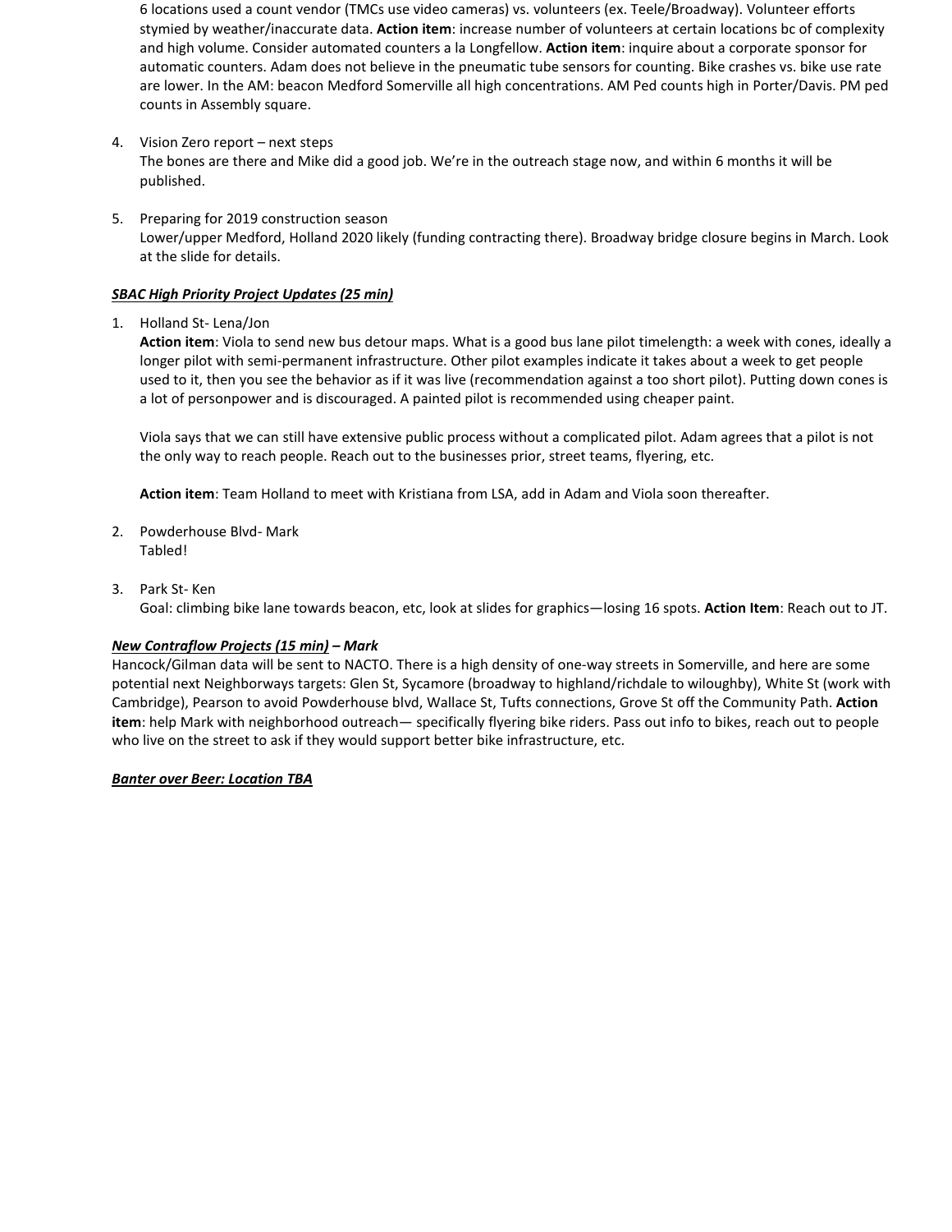6 locations used a count vendor (TMCs use video cameras) vs. volunteers (ex. Teele/Broadway). Volunteer efforts stymied by weather/inaccurate data. **Action item**: increase number of volunteers at certain locations bc of complexity and high volume. Consider automated counters a la Longfellow. **Action item**: inquire about a corporate sponsor for automatic counters. Adam does not believe in the pneumatic tube sensors for counting. Bike crashes vs. bike use rate are lower. In the AM: beacon Medford Somerville all high concentrations. AM Ped counts high in Porter/Davis. PM ped counts in Assembly square.

4. Vision Zero report – next steps
   The bones are there and Mike did a good job. We're in the outreach stage now, and within 6 months it will be published.

5. Preparing for 2019 construction season
   Lower/upper Medford, Holland 2020 likely (funding contracting there). Broadway bridge closure begins in March. Look at the slide for details.

***<u>SBAC High Priority Project Updates (25 min)</u>***

1. Holland St- Lena/Jon
   **Action item**: Viola to send new bus detour maps. What is a good bus lane pilot timelength: a week with cones, ideally a longer pilot with semi-permanent infrastructure. Other pilot examples indicate it takes about a week to get people used to it, then you see the behavior as if it was live (recommendation against a too short pilot). Putting down cones is a lot of personpower and is discouraged. A painted pilot is recommended using cheaper paint.

   Viola says that we can still have extensive public process without a complicated pilot. Adam agrees that a pilot is not the only way to reach people. Reach out to the businesses prior, street teams, flyering, etc.

   **Action item**: Team Holland to meet with Kristiana from LSA, add in Adam and Viola soon thereafter.

2. Powderhouse Blvd- Mark
   Tabled!

3. Park St- Ken
   Goal: climbing bike lane towards beacon, etc, look at slides for graphics—losing 16 spots. **Action Item**: Reach out to JT.

***<u>New Contraflow Projects (15 min)</u> – Mark***

Hancock/Gilman data will be sent to NACTO. There is a high density of one-way streets in Somerville, and here are some potential next Neighborways targets: Glen St, Sycamore (broadway to highland/richdale to wiloughby), White St (work with Cambridge), Pearson to avoid Powderhouse blvd, Wallace St, Tufts connections, Grove St off the Community Path. **Action item**: help Mark with neighborhood outreach— specifically flyering bike riders. Pass out info to bikes, reach out to people who live on the street to ask if they would support better bike infrastructure, etc.

***<u>Banter over Beer: Location TBA</u>***